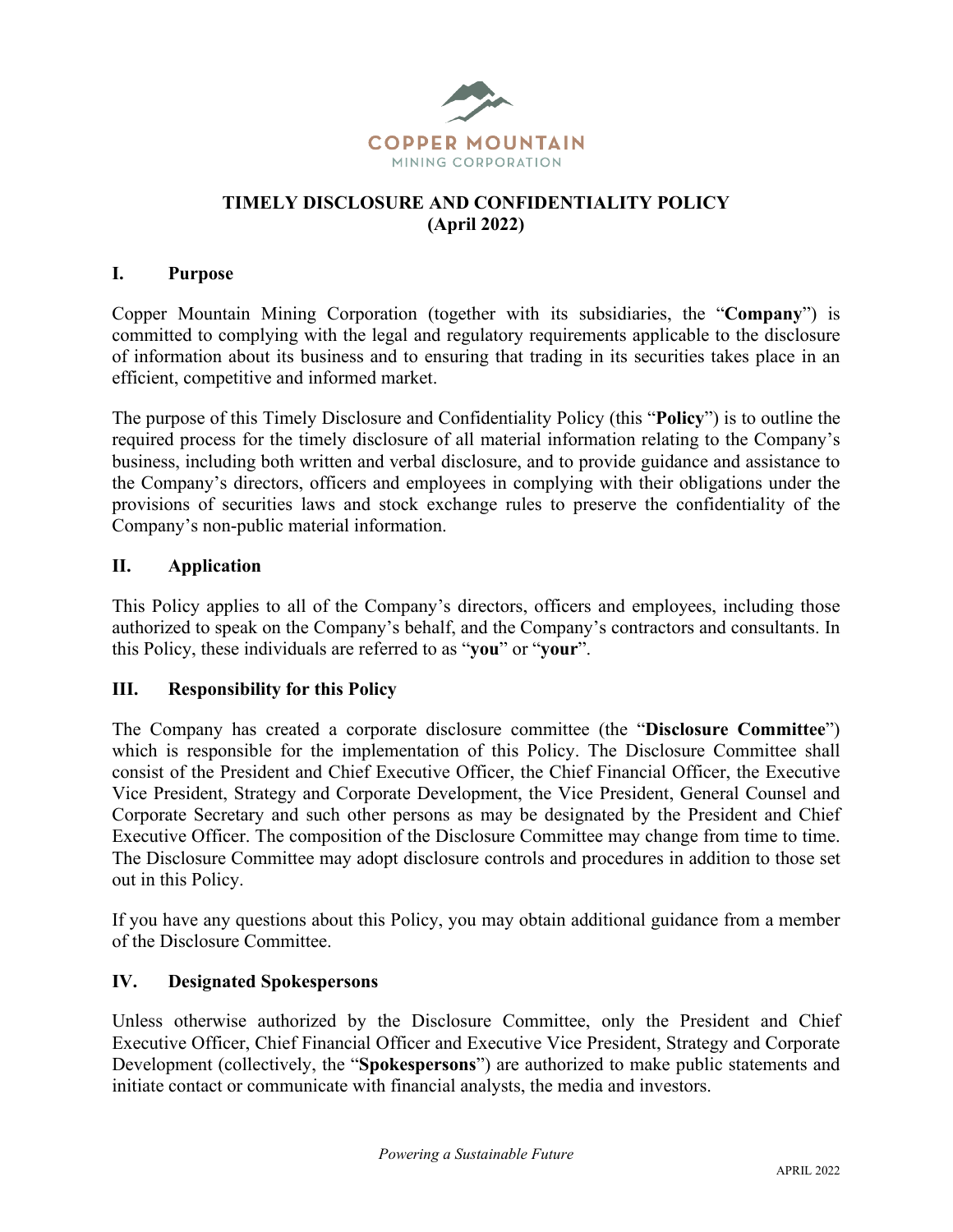COPPER MOUNTAIN
MINING CORPORATION

# TIMELY DISCLOSURE AND CONFIDENTIALITY POLICY (April 2022)

## I. Purpose

Copper Mountain Mining Corporation (together with its subsidiaries, the "**Company**") is committed to complying with the legal and regulatory requirements applicable to the disclosure of information about its business and to ensuring that trading in its securities takes place in an efficient, competitive and informed market.

The purpose of this Timely Disclosure and Confidentiality Policy (this "**Policy**") is to outline the required process for the timely disclosure of all material information relating to the Company's business, including both written and verbal disclosure, and to provide guidance and assistance to the Company's directors, officers and employees in complying with their obligations under the provisions of securities laws and stock exchange rules to preserve the confidentiality of the Company's non-public material information.

## II. Application

This Policy applies to all of the Company's directors, officers and employees, including those authorized to speak on the Company's behalf, and the Company's contractors and consultants. In this Policy, these individuals are referred to as "**you**" or "**your**".

## III. Responsibility for this Policy

The Company has created a corporate disclosure committee (the "**Disclosure Committee**") which is responsible for the implementation of this Policy. The Disclosure Committee shall consist of the President and Chief Executive Officer, the Chief Financial Officer, the Executive Vice President, Strategy and Corporate Development, the Vice President, General Counsel and Corporate Secretary and such other persons as may be designated by the President and Chief Executive Officer. The composition of the Disclosure Committee may change from time to time. The Disclosure Committee may adopt disclosure controls and procedures in addition to those set out in this Policy.

If you have any questions about this Policy, you may obtain additional guidance from a member of the Disclosure Committee.

## IV. Designated Spokespersons

Unless otherwise authorized by the Disclosure Committee, only the President and Chief Executive Officer, Chief Financial Officer and Executive Vice President, Strategy and Corporate Development (collectively, the "**Spokespersons**") are authorized to make public statements and initiate contact or communicate with financial analysts, the media and investors.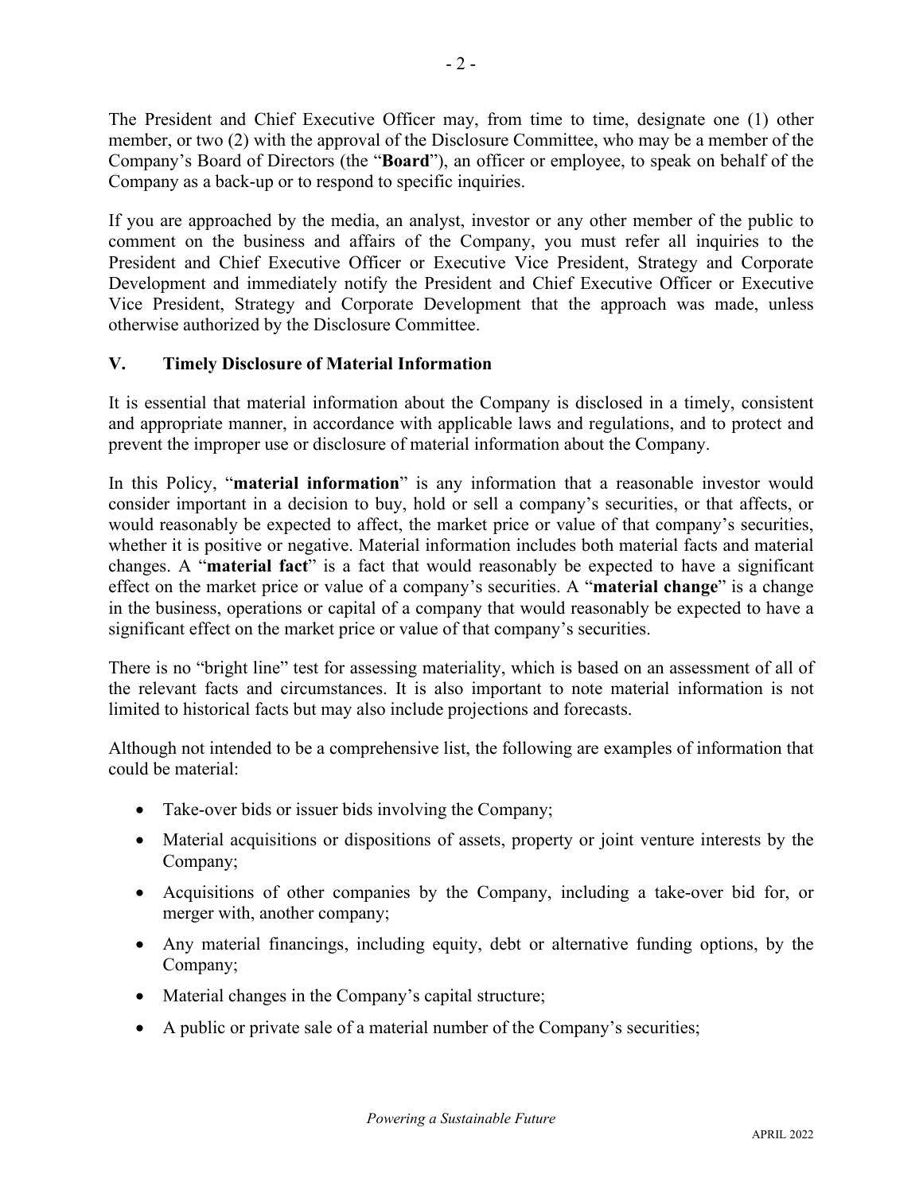The President and Chief Executive Officer may, from time to time, designate one (1) other member, or two (2) with the approval of the Disclosure Committee, who may be a member of the Company's Board of Directors (the "**Board**"), an officer or employee, to speak on behalf of the Company as a back-up or to respond to specific inquiries.

If you are approached by the media, an analyst, investor or any other member of the public to comment on the business and affairs of the Company, you must refer all inquiries to the President and Chief Executive Officer or Executive Vice President, Strategy and Corporate Development and immediately notify the President and Chief Executive Officer or Executive Vice President, Strategy and Corporate Development that the approach was made, unless otherwise authorized by the Disclosure Committee.

## V. Timely Disclosure of Material Information

It is essential that material information about the Company is disclosed in a timely, consistent and appropriate manner, in accordance with applicable laws and regulations, and to protect and prevent the improper use or disclosure of material information about the Company.

In this Policy, "**material information**" is any information that a reasonable investor would consider important in a decision to buy, hold or sell a company's securities, or that affects, or would reasonably be expected to affect, the market price or value of that company's securities, whether it is positive or negative. Material information includes both material facts and material changes. A "**material fact**" is a fact that would reasonably be expected to have a significant effect on the market price or value of a company's securities. A "**material change**" is a change in the business, operations or capital of a company that would reasonably be expected to have a significant effect on the market price or value of that company's securities.

There is no "bright line" test for assessing materiality, which is based on an assessment of all of the relevant facts and circumstances. It is also important to note material information is not limited to historical facts but may also include projections and forecasts.

Although not intended to be a comprehensive list, the following are examples of information that could be material:

- Take-over bids or issuer bids involving the Company;
- Material acquisitions or dispositions of assets, property or joint venture interests by the Company;
- Acquisitions of other companies by the Company, including a take-over bid for, or merger with, another company;
- Any material financings, including equity, debt or alternative funding options, by the Company;
- Material changes in the Company's capital structure;
- A public or private sale of a material number of the Company's securities;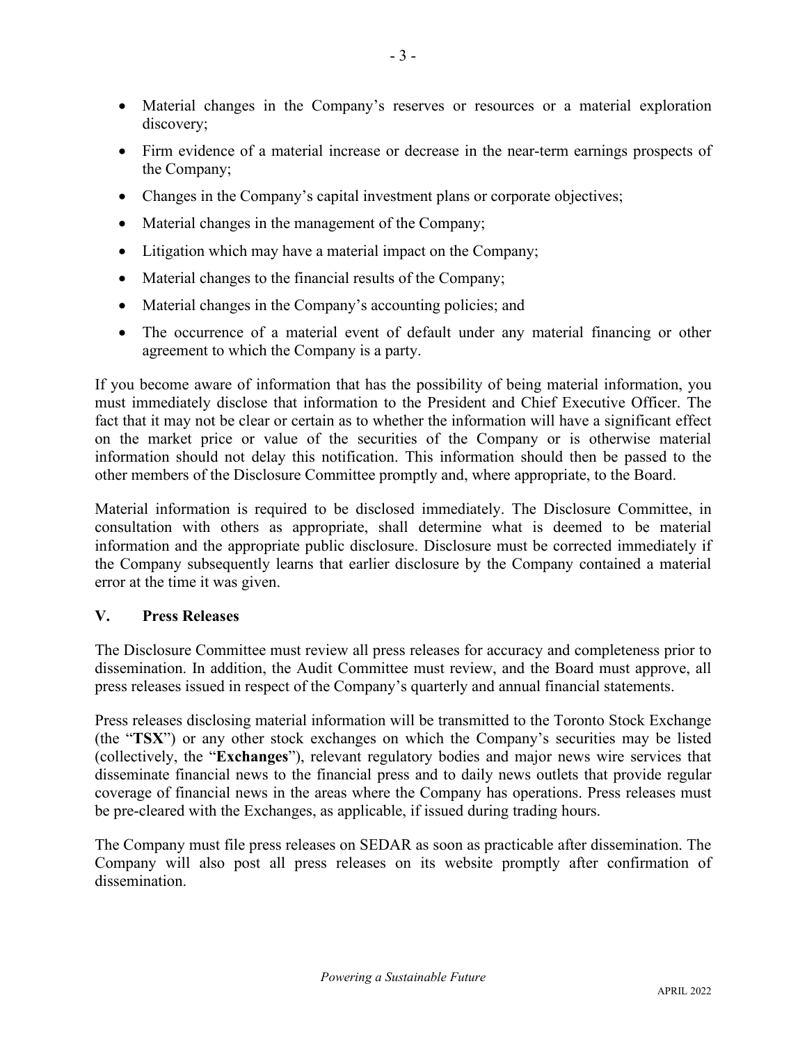- Material changes in the Company's reserves or resources or a material exploration discovery;
- Firm evidence of a material increase or decrease in the near-term earnings prospects of the Company;
- Changes in the Company's capital investment plans or corporate objectives;
- Material changes in the management of the Company;
- Litigation which may have a material impact on the Company;
- Material changes to the financial results of the Company;
- Material changes in the Company's accounting policies; and
- The occurrence of a material event of default under any material financing or other agreement to which the Company is a party.

If you become aware of information that has the possibility of being material information, you must immediately disclose that information to the President and Chief Executive Officer. The fact that it may not be clear or certain as to whether the information will have a significant effect on the market price or value of the securities of the Company or is otherwise material information should not delay this notification. This information should then be passed to the other members of the Disclosure Committee promptly and, where appropriate, to the Board.

Material information is required to be disclosed immediately. The Disclosure Committee, in consultation with others as appropriate, shall determine what is deemed to be material information and the appropriate public disclosure. Disclosure must be corrected immediately if the Company subsequently learns that earlier disclosure by the Company contained a material error at the time it was given.

## V. Press Releases

The Disclosure Committee must review all press releases for accuracy and completeness prior to dissemination. In addition, the Audit Committee must review, and the Board must approve, all press releases issued in respect of the Company's quarterly and annual financial statements.

Press releases disclosing material information will be transmitted to the Toronto Stock Exchange (the "**TSX**") or any other stock exchanges on which the Company's securities may be listed (collectively, the "**Exchanges**"), relevant regulatory bodies and major news wire services that disseminate financial news to the financial press and to daily news outlets that provide regular coverage of financial news in the areas where the Company has operations. Press releases must be pre-cleared with the Exchanges, as applicable, if issued during trading hours.

The Company must file press releases on SEDAR as soon as practicable after dissemination. The Company will also post all press releases on its website promptly after confirmation of dissemination.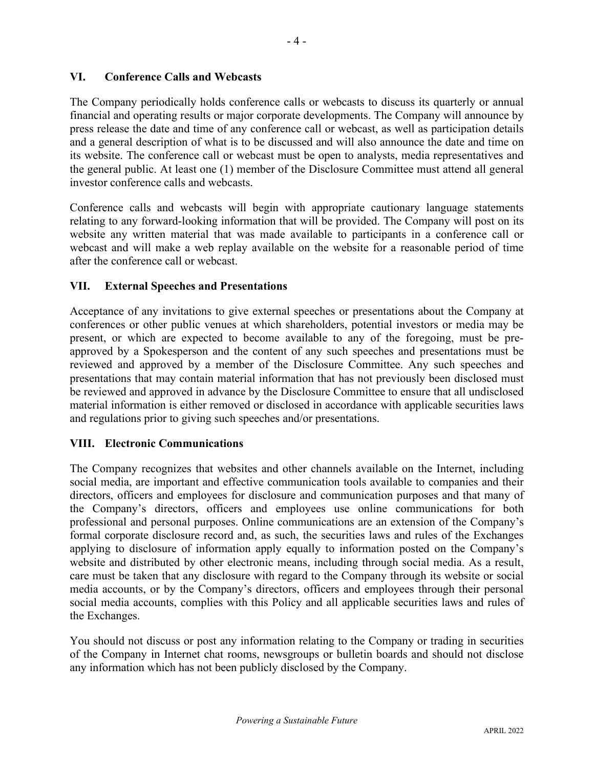## VI. Conference Calls and Webcasts

The Company periodically holds conference calls or webcasts to discuss its quarterly or annual financial and operating results or major corporate developments. The Company will announce by press release the date and time of any conference call or webcast, as well as participation details and a general description of what is to be discussed and will also announce the date and time on its website. The conference call or webcast must be open to analysts, media representatives and the general public. At least one (1) member of the Disclosure Committee must attend all general investor conference calls and webcasts.

Conference calls and webcasts will begin with appropriate cautionary language statements relating to any forward-looking information that will be provided. The Company will post on its website any written material that was made available to participants in a conference call or webcast and will make a web replay available on the website for a reasonable period of time after the conference call or webcast.

## VII. External Speeches and Presentations

Acceptance of any invitations to give external speeches or presentations about the Company at conferences or other public venues at which shareholders, potential investors or media may be present, or which are expected to become available to any of the foregoing, must be pre-approved by a Spokesperson and the content of any such speeches and presentations must be reviewed and approved by a member of the Disclosure Committee. Any such speeches and presentations that may contain material information that has not previously been disclosed must be reviewed and approved in advance by the Disclosure Committee to ensure that all undisclosed material information is either removed or disclosed in accordance with applicable securities laws and regulations prior to giving such speeches and/or presentations.

## VIII. Electronic Communications

The Company recognizes that websites and other channels available on the Internet, including social media, are important and effective communication tools available to companies and their directors, officers and employees for disclosure and communication purposes and that many of the Company's directors, officers and employees use online communications for both professional and personal purposes. Online communications are an extension of the Company's formal corporate disclosure record and, as such, the securities laws and rules of the Exchanges applying to disclosure of information apply equally to information posted on the Company's website and distributed by other electronic means, including through social media. As a result, care must be taken that any disclosure with regard to the Company through its website or social media accounts, or by the Company's directors, officers and employees through their personal social media accounts, complies with this Policy and all applicable securities laws and rules of the Exchanges.

You should not discuss or post any information relating to the Company or trading in securities of the Company in Internet chat rooms, newsgroups or bulletin boards and should not disclose any information which has not been publicly disclosed by the Company.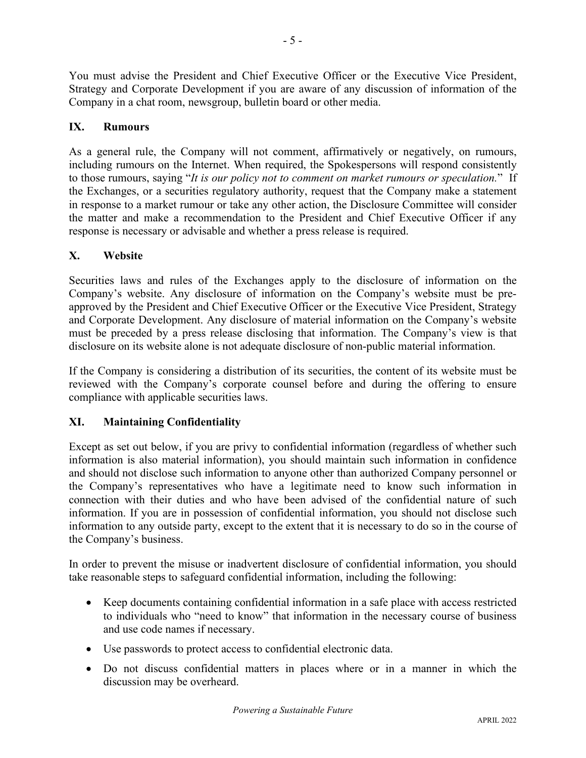You must advise the President and Chief Executive Officer or the Executive Vice President, Strategy and Corporate Development if you are aware of any discussion of information of the Company in a chat room, newsgroup, bulletin board or other media.

## IX. Rumours

As a general rule, the Company will not comment, affirmatively or negatively, on rumours, including rumours on the Internet. When required, the Spokespersons will respond consistently to those rumours, saying "*It is our policy not to comment on market rumours or speculation.*" If the Exchanges, or a securities regulatory authority, request that the Company make a statement in response to a market rumour or take any other action, the Disclosure Committee will consider the matter and make a recommendation to the President and Chief Executive Officer if any response is necessary or advisable and whether a press release is required.

## X. Website

Securities laws and rules of the Exchanges apply to the disclosure of information on the Company's website. Any disclosure of information on the Company's website must be pre-approved by the President and Chief Executive Officer or the Executive Vice President, Strategy and Corporate Development. Any disclosure of material information on the Company's website must be preceded by a press release disclosing that information. The Company's view is that disclosure on its website alone is not adequate disclosure of non-public material information.

If the Company is considering a distribution of its securities, the content of its website must be reviewed with the Company's corporate counsel before and during the offering to ensure compliance with applicable securities laws.

## XI. Maintaining Confidentiality

Except as set out below, if you are privy to confidential information (regardless of whether such information is also material information), you should maintain such information in confidence and should not disclose such information to anyone other than authorized Company personnel or the Company's representatives who have a legitimate need to know such information in connection with their duties and who have been advised of the confidential nature of such information. If you are in possession of confidential information, you should not disclose such information to any outside party, except to the extent that it is necessary to do so in the course of the Company's business.

In order to prevent the misuse or inadvertent disclosure of confidential information, you should take reasonable steps to safeguard confidential information, including the following:

- Keep documents containing confidential information in a safe place with access restricted to individuals who "need to know" that information in the necessary course of business and use code names if necessary.
- Use passwords to protect access to confidential electronic data.
- Do not discuss confidential matters in places where or in a manner in which the discussion may be overheard.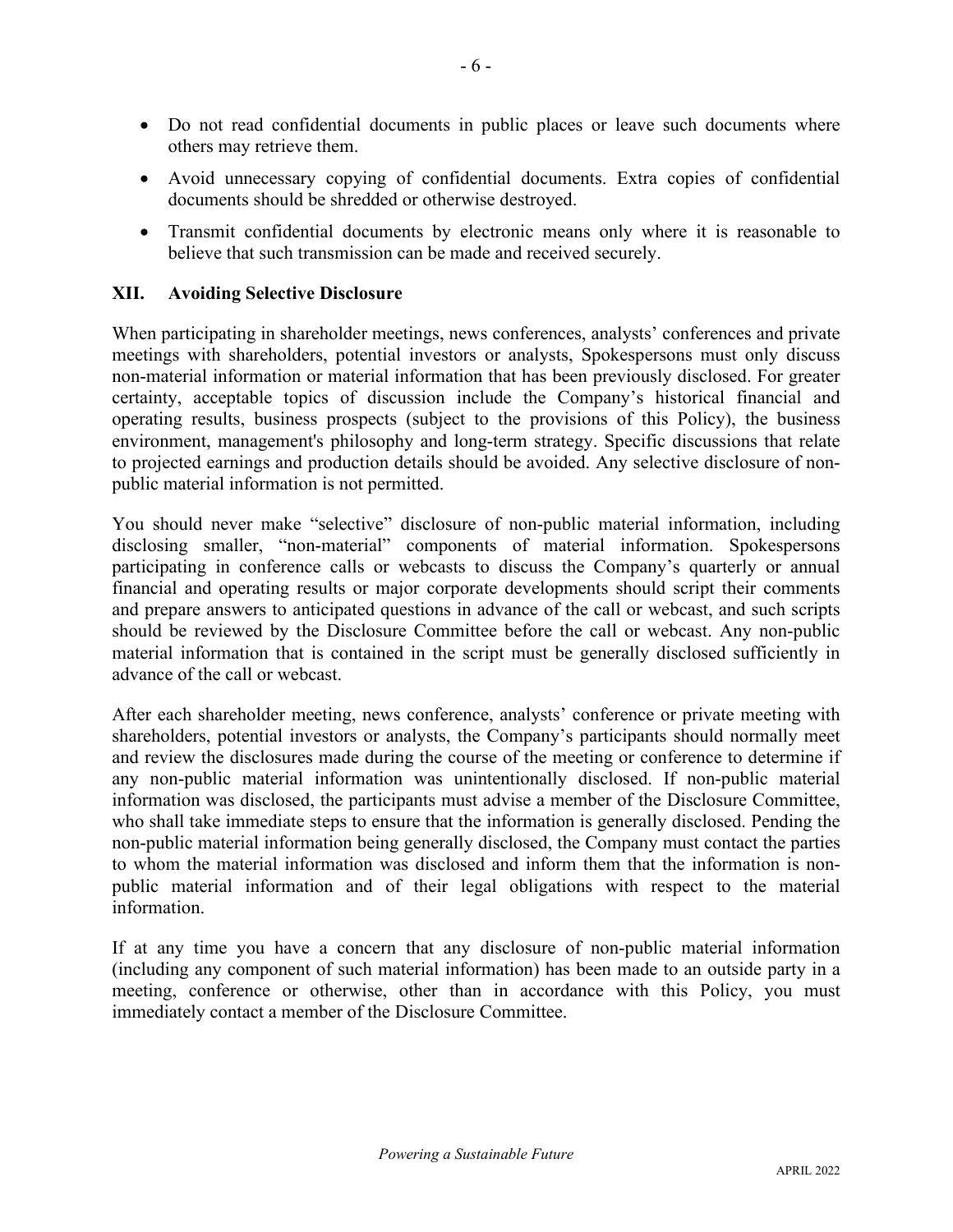- Do not read confidential documents in public places or leave such documents where others may retrieve them.
- Avoid unnecessary copying of confidential documents. Extra copies of confidential documents should be shredded or otherwise destroyed.
- Transmit confidential documents by electronic means only where it is reasonable to believe that such transmission can be made and received securely.

## XII. Avoiding Selective Disclosure

When participating in shareholder meetings, news conferences, analysts' conferences and private meetings with shareholders, potential investors or analysts, Spokespersons must only discuss non-material information or material information that has been previously disclosed. For greater certainty, acceptable topics of discussion include the Company's historical financial and operating results, business prospects (subject to the provisions of this Policy), the business environment, management's philosophy and long-term strategy. Specific discussions that relate to projected earnings and production details should be avoided. Any selective disclosure of non-public material information is not permitted.

You should never make "selective" disclosure of non-public material information, including disclosing smaller, "non-material" components of material information. Spokespersons participating in conference calls or webcasts to discuss the Company's quarterly or annual financial and operating results or major corporate developments should script their comments and prepare answers to anticipated questions in advance of the call or webcast, and such scripts should be reviewed by the Disclosure Committee before the call or webcast. Any non-public material information that is contained in the script must be generally disclosed sufficiently in advance of the call or webcast.

After each shareholder meeting, news conference, analysts' conference or private meeting with shareholders, potential investors or analysts, the Company's participants should normally meet and review the disclosures made during the course of the meeting or conference to determine if any non-public material information was unintentionally disclosed. If non-public material information was disclosed, the participants must advise a member of the Disclosure Committee, who shall take immediate steps to ensure that the information is generally disclosed. Pending the non-public material information being generally disclosed, the Company must contact the parties to whom the material information was disclosed and inform them that the information is non-public material information and of their legal obligations with respect to the material information.

If at any time you have a concern that any disclosure of non-public material information (including any component of such material information) has been made to an outside party in a meeting, conference or otherwise, other than in accordance with this Policy, you must immediately contact a member of the Disclosure Committee.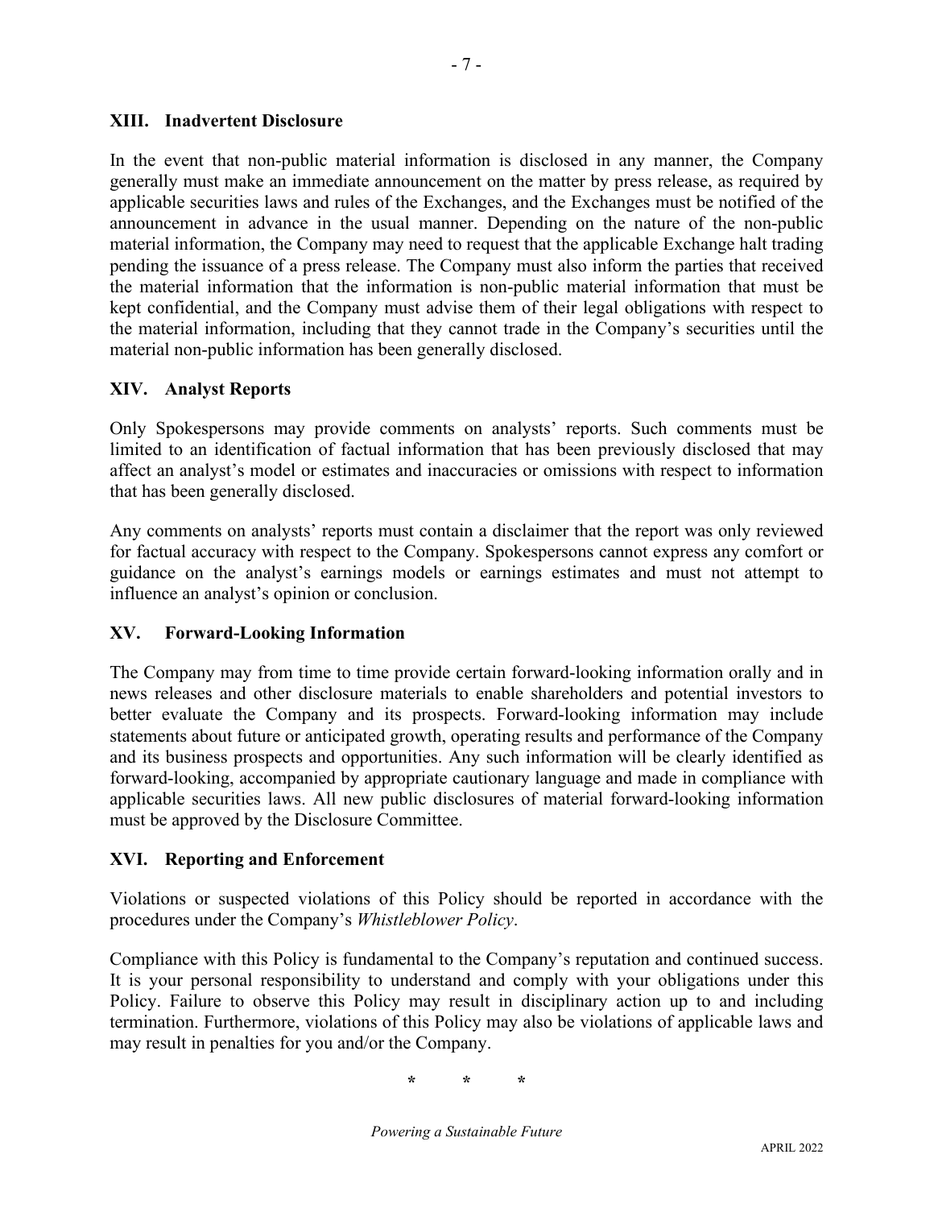## XIII. Inadvertent Disclosure

In the event that non-public material information is disclosed in any manner, the Company generally must make an immediate announcement on the matter by press release, as required by applicable securities laws and rules of the Exchanges, and the Exchanges must be notified of the announcement in advance in the usual manner. Depending on the nature of the non-public material information, the Company may need to request that the applicable Exchange halt trading pending the issuance of a press release. The Company must also inform the parties that received the material information that the information is non-public material information that must be kept confidential, and the Company must advise them of their legal obligations with respect to the material information, including that they cannot trade in the Company's securities until the material non-public information has been generally disclosed.

## XIV. Analyst Reports

Only Spokespersons may provide comments on analysts' reports. Such comments must be limited to an identification of factual information that has been previously disclosed that may affect an analyst's model or estimates and inaccuracies or omissions with respect to information that has been generally disclosed.

Any comments on analysts' reports must contain a disclaimer that the report was only reviewed for factual accuracy with respect to the Company. Spokespersons cannot express any comfort or guidance on the analyst's earnings models or earnings estimates and must not attempt to influence an analyst's opinion or conclusion.

## XV. Forward-Looking Information

The Company may from time to time provide certain forward-looking information orally and in news releases and other disclosure materials to enable shareholders and potential investors to better evaluate the Company and its prospects. Forward-looking information may include statements about future or anticipated growth, operating results and performance of the Company and its business prospects and opportunities. Any such information will be clearly identified as forward-looking, accompanied by appropriate cautionary language and made in compliance with applicable securities laws. All new public disclosures of material forward-looking information must be approved by the Disclosure Committee.

## XVI. Reporting and Enforcement

Violations or suspected violations of this Policy should be reported in accordance with the procedures under the Company's *Whistleblower Policy*.

Compliance with this Policy is fundamental to the Company's reputation and continued success. It is your personal responsibility to understand and comply with your obligations under this Policy. Failure to observe this Policy may result in disciplinary action up to and including termination. Furthermore, violations of this Policy may also be violations of applicable laws and may result in penalties for you and/or the Company.

\* \* \*